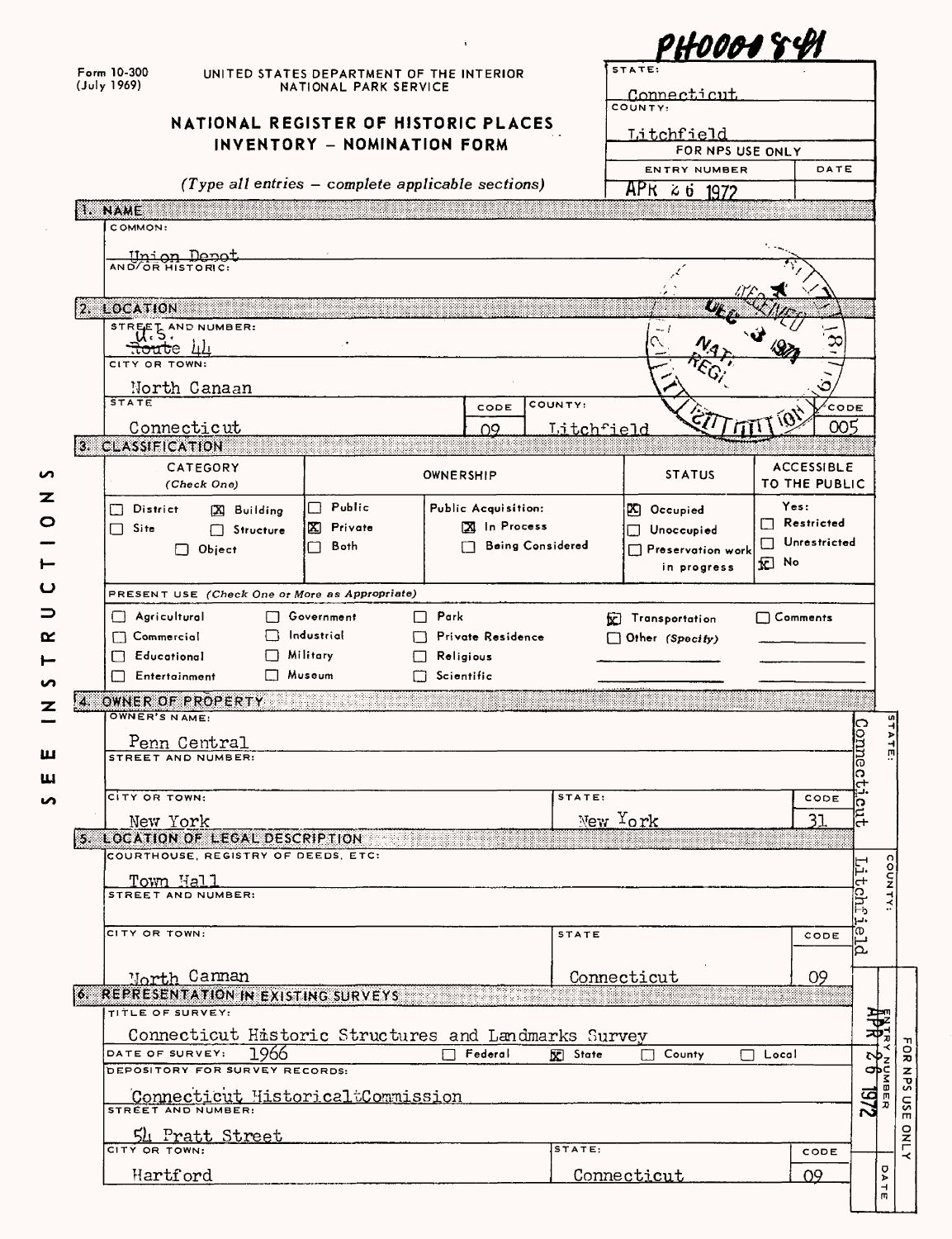PH0001841

Form 10-300
(July 1969)

UNITED STATES DEPARTMENT OF THE INTERIOR
NATIONAL PARK SERVICE

# NATIONAL REGISTER OF HISTORIC PLACES
## INVENTORY - NOMINATION FORM

*(Type all entries – complete applicable sections)*

| STATE: | |
|---|---|
| Connecticut | |
| COUNTY: | |
| Litchfield | |
| FOR NPS USE ONLY | |
| ENTRY NUMBER | DATE |
| APR 26 1972 | |

RECEIVED DEC 3 1971 NATIONAL REGISTER

SEE INSTRUCTIONS

### 1. NAME

COMMON:

Union Depot

AND/OR HISTORIC:

### 2. LOCATION

STREET AND NUMBER:

U.S. ~~Route~~ 44

CITY OR TOWN:

North Canaan

| STATE | CODE | COUNTY: | CODE |
|---|---|---|---|
| Connecticut | 09 | Litchfield | 005 |

### 3. CLASSIFICATION

| CATEGORY (Check One) | OWNERSHIP | | STATUS | ACCESSIBLE TO THE PUBLIC |
|---|---|---|---|---|
| ☐ District ☒ Building | ☐ Public | Public Acquisition: | ☒ Occupied | Yes: |
| ☐ Site ☐ Structure | ☒ Private | ☒ In Process | ☐ Unoccupied | ☐ Restricted |
| ☐ Object | ☐ Both | ☐ Being Considered | ☐ Preservation work in progress | ☐ Unrestricted |
| | | | | ☒ No |

PRESENT USE *(Check One or More as Appropriate)*

| | | | | |
|---|---|---|---|---|
| ☐ Agricultural | ☐ Government | ☐ Park | ☒ Transportation | ☐ Comments |
| ☐ Commercial | ☐ Industrial | ☐ Private Residence | ☐ Other *(Specify)* | |
| ☐ Educational | ☐ Military | ☐ Religious | | |
| ☐ Entertainment | ☐ Museum | ☐ Scientific | | |

### 4. OWNER OF PROPERTY

OWNER'S NAME:

Penn Central

STREET AND NUMBER:

| CITY OR TOWN: | STATE: | CODE |
|---|---|---|
| New York | New York | 31 |

STATE: Connecticut

### 5. LOCATION OF LEGAL DESCRIPTION

COURTHOUSE, REGISTRY OF DEEDS, ETC:

Town Hall

STREET AND NUMBER:

| CITY OR TOWN: | STATE | CODE |
|---|---|---|
| North Canaan | Connecticut | 09 |

COUNTY: Litchfield

### 6. REPRESENTATION IN EXISTING SURVEYS

TITLE OF SURVEY:

Connecticut Historic Structures and Landmarks Survey

DATE OF SURVEY: 1966 ☐ Federal ☒ State ☐ County ☐ Local

DEPOSITORY FOR SURVEY RECORDS:

Connecticut Historical Commission

STREET AND NUMBER:

54 Pratt Street

| CITY OR TOWN: | STATE: | CODE |
|---|---|---|
| Hartford | Connecticut | 09 |

FOR NPS USE ONLY
ENTRY NUMBER: APR 26 1972
DATE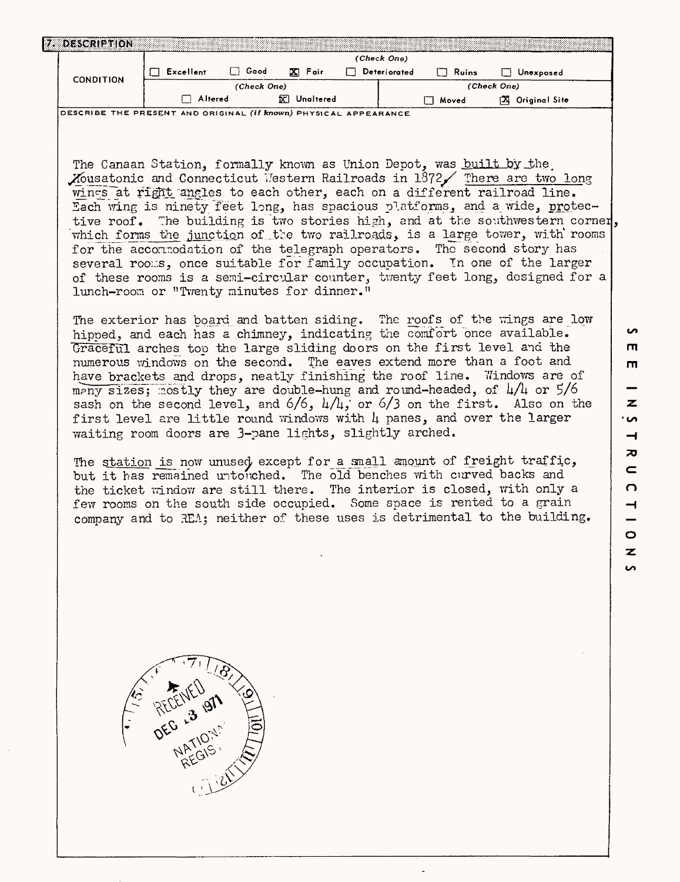## 7. DESCRIPTION

| CONDITION | (Check One) | | | | | |
|---|---|---|---|---|---|---|
| | ☐ Excellent | ☐ Good | ☒ Fair | ☐ Deteriorated | ☐ Ruins | ☐ Unexposed |
| | (Check One) | | | (Check One) | | |
| | ☐ Altered | ☒ Unaltered | | ☐ Moved | ☒ Original Site | |

DESCRIBE THE PRESENT AND ORIGINAL *(if known)* PHYSICAL APPEARANCE

The Canaan Station, formally known as Union Depot, was built by the Housatonic and Connecticut Western Railroads in 1872. There are two long wings at right angles to each other, each on a different railroad line. Each wing is ninety feet long, has spacious platforms, and a wide, protective roof. The building is two stories high, and at the southwestern corner, which forms the junction of the two railroads, is a large tower, with rooms for the accommodation of the telegraph operators. The second story has several rooms, once suitable for family occupation. In one of the larger of these rooms is a semi-circular counter, twenty feet long, designed for a lunch-room or "Twenty minutes for dinner."

The exterior has board and batten siding. The roofs of the wings are low hipped, and each has a chimney, indicating the comfort once available. Graceful arches top the large sliding doors on the first level and the numerous windows on the second. The eaves extend more than a foot and have brackets and drops, neatly finishing the roof line. Windows are of many sizes; mostly they are double-hung and round-headed, of 4/4 or 5/6 sash on the second level, and 6/6, 4/4, or 6/3 on the first. Also on the first level are little round windows with 4 panes, and over the larger waiting room doors are 3-pane lights, slightly arched.

The station is now unused except for a small amount of freight traffic, but it has remained untouched. The old benches with curved backs and the ticket window are still there. The interior is closed, with only a few rooms on the south side occupied. Some space is rented to a grain company and to REA; neither of these uses is detrimental to the building.

RECEIVED DEC 13 1971 NATIONAL REGISTER

SEE INSTRUCTIONS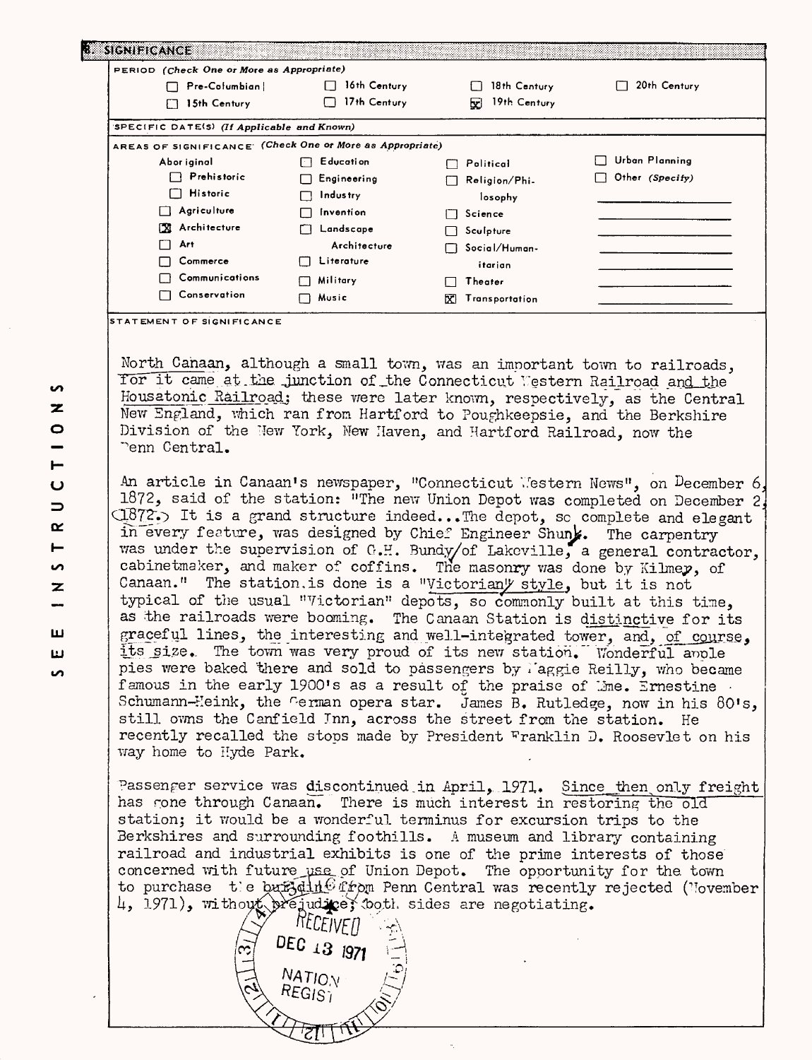## 8. SIGNIFICANCE

**PERIOD** *(Check One or More as Appropriate)*

- [ ] Pre-Columbian
- [ ] 15th Century
- [ ] 16th Century
- [ ] 17th Century
- [ ] 18th Century
- [x] 19th Century
- [ ] 20th Century

**SPECIFIC DATE(S)** *(If Applicable and Known)*

**AREAS OF SIGNIFICANCE** *(Check One or More as Appropriate)*

| | | | |
|---|---|---|---|
| Aboriginal | [ ] Education | [ ] Political | [ ] Urban Planning |
| [ ] Prehistoric | [ ] Engineering | [ ] Religion/Philosophy | [ ] Other *(Specify)* |
| [ ] Historic | [ ] Industry | [ ] Science | |
| [ ] Agriculture | [ ] Invention | [ ] Sculpture | |
| [x] Architecture | [ ] Landscape Architecture | [ ] Social/Humanitarian | |
| [ ] Art | [ ] Literature | [ ] Theater | |
| [ ] Commerce | [ ] Military | [x] Transportation | |
| [ ] Communications | [ ] Music | | |
| [ ] Conservation | | | |

**STATEMENT OF SIGNIFICANCE**

North Canaan, although a small town, was an important town to railroads, for it came at the junction of the Connecticut Western Railroad and the Housatonic Railroad; these were later known, respectively, as the Central New England, which ran from Hartford to Poughkeepsie, and the Berkshire Division of the New York, New Haven, and Hartford Railroad, now the Penn Central.

An article in Canaan's newspaper, "Connecticut Western News", on December 6, 1872, said of the station: "The new Union Depot was completed on December 2, 1872. It is a grand structure indeed...The depot, so complete and elegant in every feature, was designed by Chief Engineer Shunk. The carpentry was under the supervision of C.H. Bundy, of Lakeville, a general contractor, cabinetmaker, and maker of coffins. The masonry was done by Kilmer, of Canaan." The station is done is a "Victorian" style, but it is not typical of the usual "Victorian" depots, so commonly built at this time, as the railroads were booming. The Canaan Station is distinctive for its graceful lines, the interesting and well-integrated tower, and, of course, its size. The town was very proud of its new station. Wonderful apple pies were baked there and sold to passengers by Maggie Reilly, who became famous in the early 1900's as a result of the praise of Mme. Ernestine Schumann-Heink, the German opera star. James B. Rutledge, now in his 80's, still owns the Canfield Inn, across the street from the station. He recently recalled the stops made by President Franklin D. Roosevlet on his way home to Hyde Park.

Passenger service was discontinued in April, 1971. Since then only freight has gone through Canaan. There is much interest in restoring the old station; it would be a wonderful terminus for excursion trips to the Berkshires and surrounding foothills. A museum and library containing railroad and industrial exhibits is one of the prime interests of those concerned with future use of Union Depot. The opportunity for the town to purchase the building from Penn Central was recently rejected (November 4, 1971), without prejudice; both sides are negotiating.

RECEIVED DEC 13 1971 NATIONAL REGISTER

SEE INSTRUCTIONS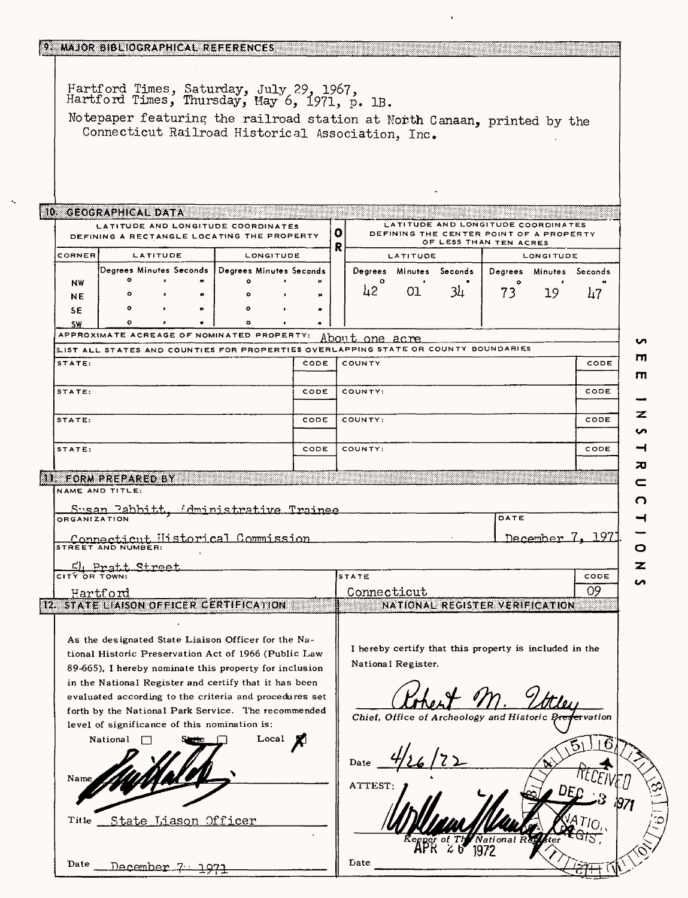## 9. MAJOR BIBLIOGRAPHICAL REFERENCES

Hartford Times, Saturday, July 29, 1967,
Hartford Times, Thursday, May 6, 1971, p. 1B.

Notepaper featuring the railroad station at North Canaan, printed by the Connecticut Railroad Historical Association, Inc.

## 10. GEOGRAPHICAL DATA

| LATITUDE AND LONGITUDE COORDINATES DEFINING A RECTANGLE LOCATING THE PROPERTY | | | O R | LATITUDE AND LONGITUDE COORDINATES DEFINING THE CENTER POINT OF A PROPERTY OF LESS THAN TEN ACRES | |
|---|---|---|---|---|---|
| CORNER | LATITUDE | LONGITUDE | | LATITUDE | LONGITUDE |
| | Degrees Minutes Seconds | Degrees Minutes Seconds | | Degrees Minutes Seconds | Degrees Minutes Seconds |
| NW | ° ' " | ° ' " | | 42° 01' 34" | 73° 19' 47" |
| NE | ° ' " | ° ' " | | | |
| SE | ° ' " | ° ' " | | | |
| SW | ° ' " | ° ' " | | | |

APPROXIMATE ACREAGE OF NOMINATED PROPERTY: About one acre

LIST ALL STATES AND COUNTIES FOR PROPERTIES OVERLAPPING STATE OR COUNTY BOUNDARIES

| STATE: | CODE | COUNTY: | CODE |
|---|---|---|---|
| STATE: | CODE | COUNTY: | CODE |
| STATE: | CODE | COUNTY: | CODE |
| STATE: | CODE | COUNTY: | CODE |

## 11. FORM PREPARED BY

NAME AND TITLE:
Susan Babbitt, Administrative Trainee

ORGANIZATION: Connecticut Historical Commission

DATE: December 7, 1971

STREET AND NUMBER: 59 Pratt Street

CITY OR TOWN: Hartford

STATE: Connecticut

CODE: 09

## 12. STATE LIAISON OFFICER CERTIFICATION

As the designated State Liaison Officer for the National Historic Preservation Act of 1966 (Public Law 89-665), I hereby nominate this property for inclusion in the National Register and certify that it has been evaluated according to the criteria and procedures set forth by the National Park Service. The recommended level of significance of this nomination is:

National ☐ State ☐ Local ☒

Name [signature]

Title State Liason Officer

Date December 7, 1971

## NATIONAL REGISTER VERIFICATION

I hereby certify that this property is included in the National Register.

Robert M. Utley

*Chief, Office of Archeology and Historic Preservation*

Date 4/26/72

ATTEST:

[signature]

Keeper of The National Register

Date APR 26 1972

RECEIVED DEC 3 1971 NATIONAL REGISTER